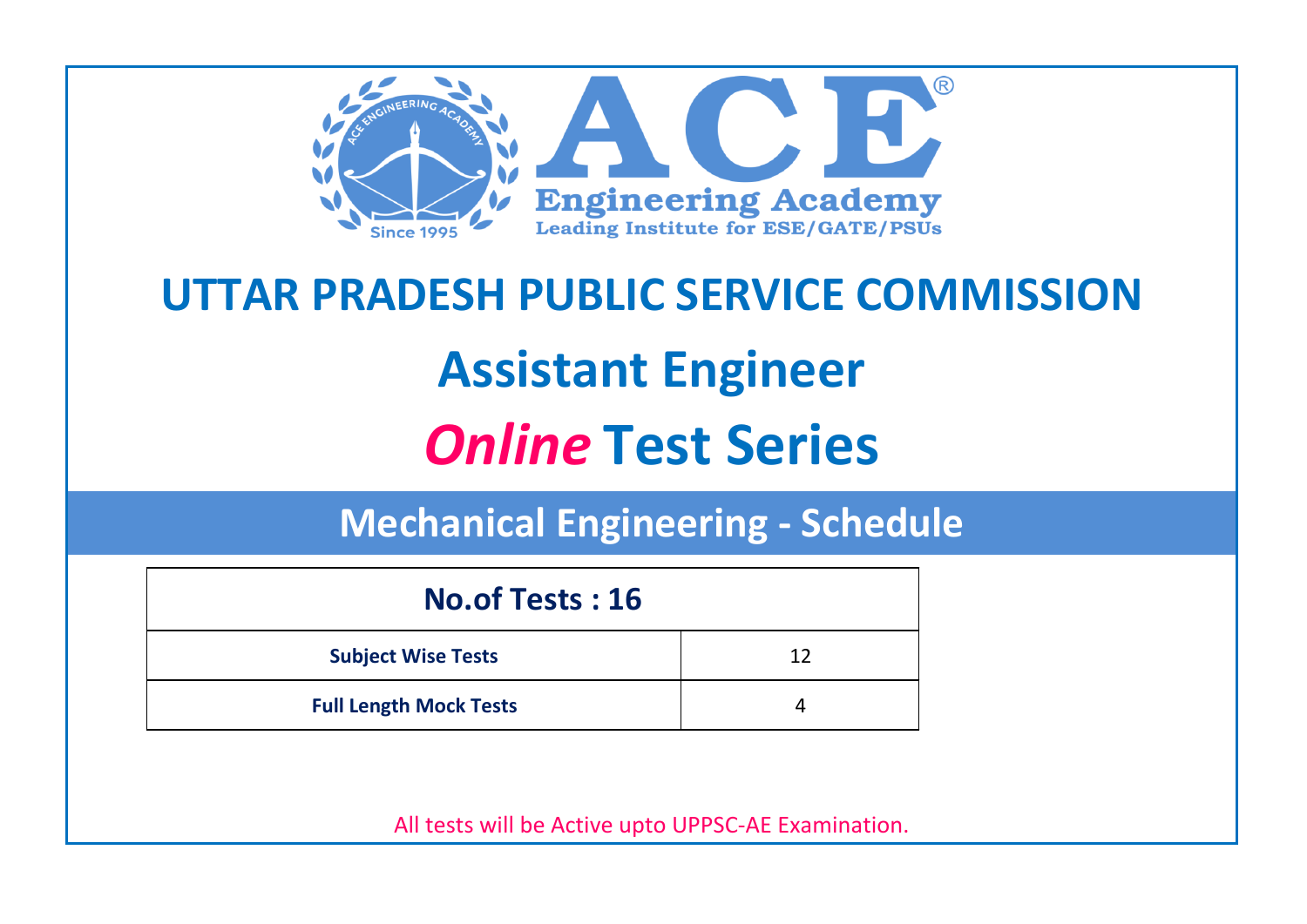ACE Engineering Academy

Leading Institute for ESE/GATE/PSUs

Since 1995

# UTTAR PRADESH PUBLIC SERVICE COMMISSION

# Assistant Engineer

# *Online* Test Series

## Mechanical Engineering - Schedule

| No.of Tests : 16 | |
|---|---|
| **Subject Wise Tests** | 12 |
| **Full Length Mock Tests** | 4 |

All tests will be Active upto UPPSC-AE Examination.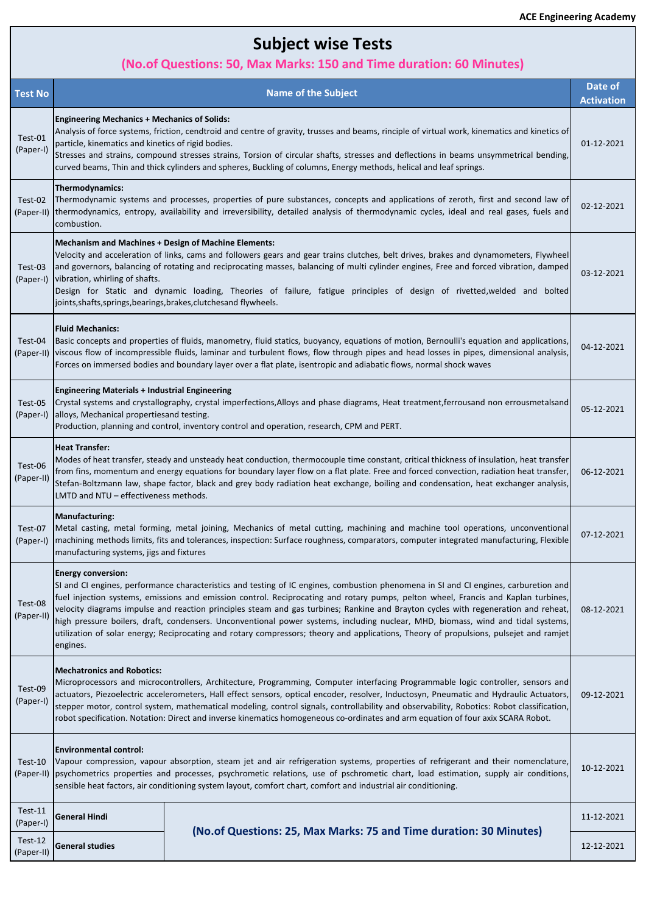# Subject wise Tests

**(No.of Questions: 50, Max Marks: 150 and Time duration: 60 Minutes)**

| Test No | Name of the Subject | Date of Activation |
|---|---|---|
| Test-01 (Paper-I) | **Engineering Mechanics + Mechanics of Solids:** Analysis of force systems, friction, cendtroid and centre of gravity, trusses and beams, rinciple of virtual work, kinematics and kinetics of particle, kinematics and kinetics of rigid bodies. Stresses and strains, compound stresses strains, Torsion of circular shafts, stresses and deflections in beams unsymmetrical bending, curved beams, Thin and thick cylinders and spheres, Buckling of columns, Energy methods, helical and leaf springs. | 01-12-2021 |
| Test-02 (Paper-II) | **Thermodynamics:** Thermodynamic systems and processes, properties of pure substances, concepts and applications of zeroth, first and second law of thermodynamics, entropy, availability and irreversibility, detailed analysis of thermodynamic cycles, ideal and real gases, fuels and combustion. | 02-12-2021 |
| Test-03 (Paper-I) | **Mechanism and Machines + Design of Machine Elements:** Velocity and acceleration of links, cams and followers gears and gear trains clutches, belt drives, brakes and dynamometers, Flywheel and governors, balancing of rotating and reciprocating masses, balancing of multi cylinder engines, Free and forced vibration, damped vibration, whirling of shafts. Design for Static and dynamic loading, Theories of failure, fatigue principles of design of rivetted,welded and bolted joints,shafts,springs,bearings,brakes,clutchesand flywheels. | 03-12-2021 |
| Test-04 (Paper-II) | **Fluid Mechanics:** Basic concepts and properties of fluids, manometry, fluid statics, buoyancy, equations of motion, Bernoulli's equation and applications, viscous flow of incompressible fluids, laminar and turbulent flows, flow through pipes and head losses in pipes, dimensional analysis, Forces on immersed bodies and boundary layer over a flat plate, isentropic and adiabatic flows, normal shock waves | 04-12-2021 |
| Test-05 (Paper-I) | **Engineering Materials + Industrial Engineering** Crystal systems and crystallography, crystal imperfections,Alloys and phase diagrams, Heat treatment,ferrousand non errousmetalsand alloys, Mechanical propertiesand testing. Production, planning and control, inventory control and operation, research, CPM and PERT. | 05-12-2021 |
| Test-06 (Paper-II) | **Heat Transfer:** Modes of heat transfer, steady and unsteady heat conduction, thermocouple time constant, critical thickness of insulation, heat transfer from fins, momentum and energy equations for boundary layer flow on a flat plate. Free and forced convection, radiation heat transfer, Stefan-Boltzmann law, shape factor, black and grey body radiation heat exchange, boiling and condensation, heat exchanger analysis, LMTD and NTU – effectiveness methods. | 06-12-2021 |
| Test-07 (Paper-I) | **Manufacturing:** Metal casting, metal forming, metal joining, Mechanics of metal cutting, machining and machine tool operations, unconventional machining methods limits, fits and tolerances, inspection: Surface roughness, comparators, computer integrated manufacturing, Flexible manufacturing systems, jigs and fixtures | 07-12-2021 |
| Test-08 (Paper-II) | **Energy conversion:** SI and CI engines, performance characteristics and testing of IC engines, combustion phenomena in SI and CI engines, carburetion and fuel injection systems, emissions and emission control. Reciprocating and rotary pumps, pelton wheel, Francis and Kaplan turbines, velocity diagrams impulse and reaction principles steam and gas turbines; Rankine and Brayton cycles with regeneration and reheat, high pressure boilers, draft, condensers. Unconventional power systems, including nuclear, MHD, biomass, wind and tidal systems, utilization of solar energy; Reciprocating and rotary compressors; theory and applications, Theory of propulsions, pulsejet and ramjet engines. | 08-12-2021 |
| Test-09 (Paper-I) | **Mechatronics and Robotics:** Microprocessors and microcontrollers, Architecture, Programming, Computer interfacing Programmable logic controller, sensors and actuators, Piezoelectric accelerometers, Hall effect sensors, optical encoder, resolver, Inductosyn, Pneumatic and Hydraulic Actuators, stepper motor, control system, mathematical modeling, control signals, controllability and observability, Robotics: Robot classification, robot specification. Notation: Direct and inverse kinematics homogeneous co-ordinates and arm equation of four axix SCARA Robot. | 09-12-2021 |
| Test-10 (Paper-II) | **Environmental control:** Vapour compression, vapour absorption, steam jet and air refrigeration systems, properties of refrigerant and their nomenclature, psychometrics properties and processes, psychrometic relations, use of pschrometic chart, load estimation, supply air conditions, sensible heat factors, air conditioning system layout, comfort chart, comfort and industrial air conditioning. | 10-12-2021 |
| Test-11 (Paper-I) | **General Hindi** — **(No.of Questions: 25, Max Marks: 75 and Time duration: 30 Minutes)** | 11-12-2021 |
| Test-12 (Paper-II) | **General studies** — **(No.of Questions: 25, Max Marks: 75 and Time duration: 30 Minutes)** | 12-12-2021 |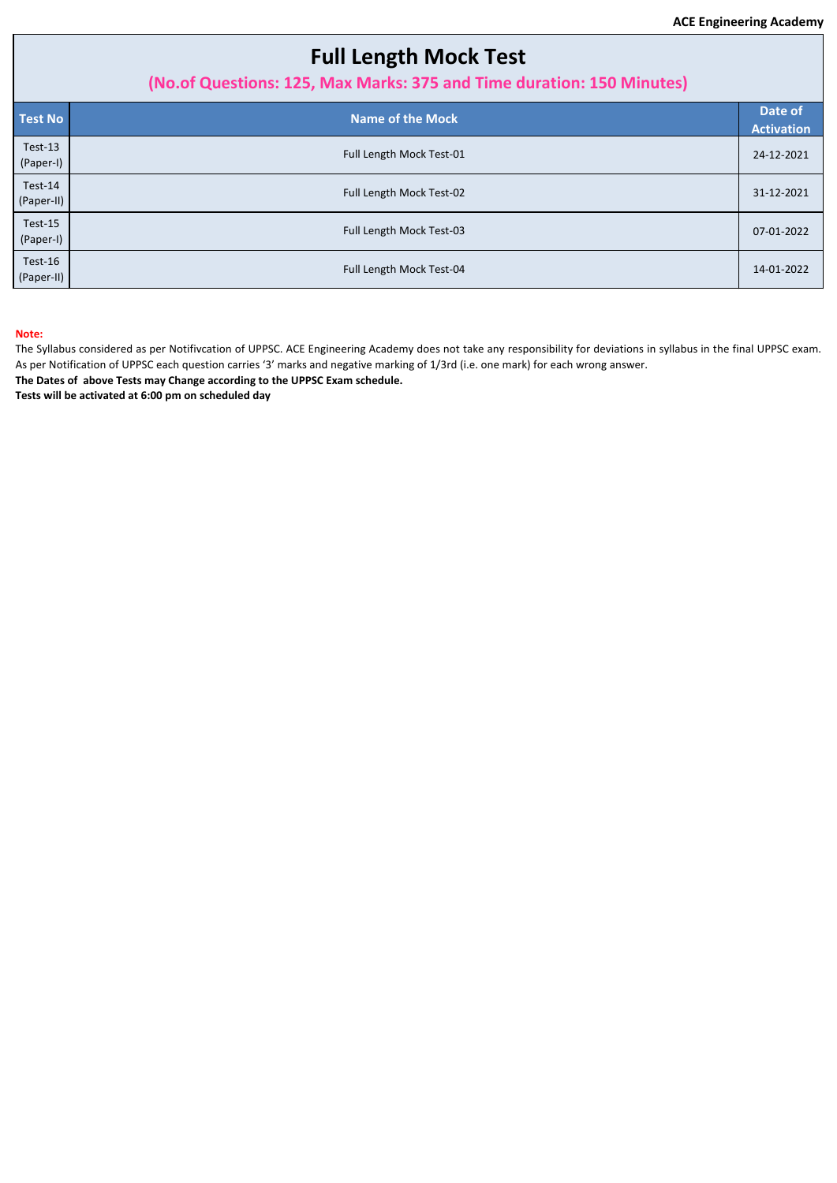# Full Length Mock Test

**(No.of Questions: 125, Max Marks: 375 and Time duration: 150 Minutes)**

| Test No | Name of the Mock | Date of Activation |
|---|---|---|
| Test-13 (Paper-I) | Full Length Mock Test-01 | 24-12-2021 |
| Test-14 (Paper-II) | Full Length Mock Test-02 | 31-12-2021 |
| Test-15 (Paper-I) | Full Length Mock Test-03 | 07-01-2022 |
| Test-16 (Paper-II) | Full Length Mock Test-04 | 14-01-2022 |

**Note:**

The Syllabus considered as per Notifivcation of UPPSC. ACE Engineering Academy does not take any responsibility for deviations in syllabus in the final UPPSC exam.

As per Notification of UPPSC each question carries '3' marks and negative marking of 1/3rd (i.e. one mark) for each wrong answer.

**The Dates of above Tests may Change according to the UPPSC Exam schedule.**

**Tests will be activated at 6:00 pm on scheduled day**